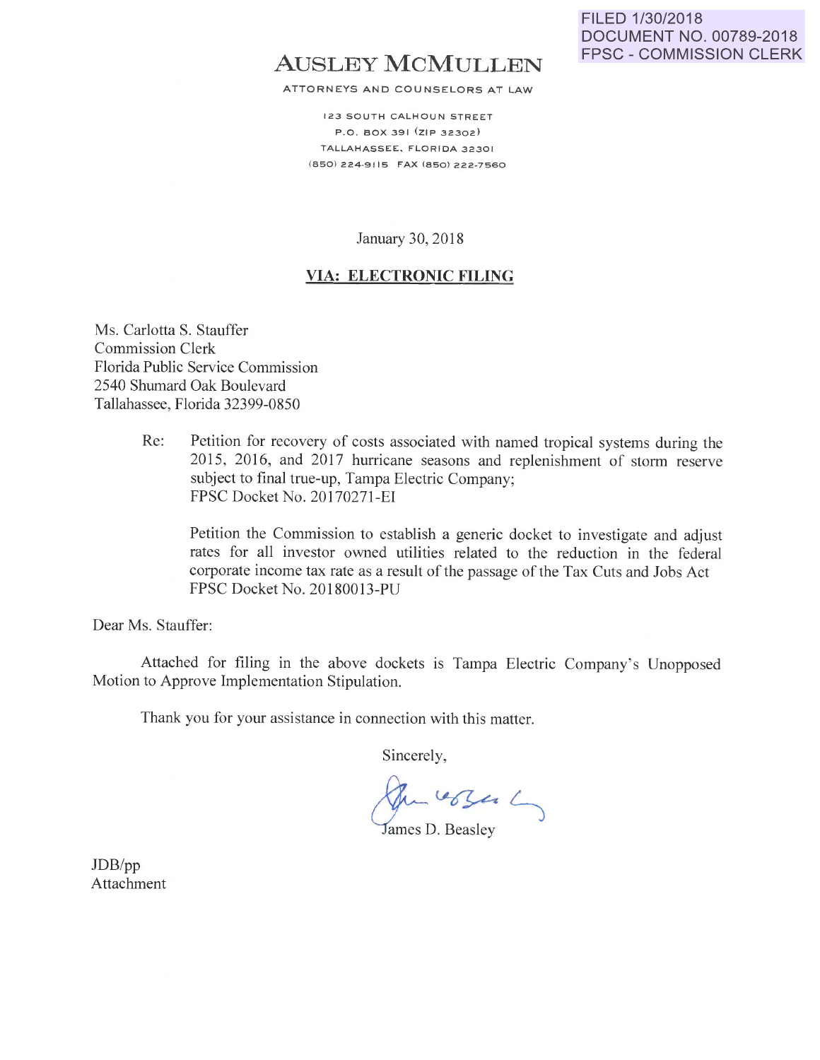FILED 1/30/2018
DOCUMENT NO. 00789-2018
FPSC - COMMISSION CLERK

# AUSLEY MCMULLEN

ATTORNEYS AND COUNSELORS AT LAW

123 SOUTH CALHOUN STREET
P.O. BOX 391 (ZIP 32302)
TALLAHASSEE, FLORIDA 32301
(850) 224-9115 FAX (850) 222-7560

January 30, 2018

**VIA: ELECTRONIC FILING**

Ms. Carlotta S. Stauffer
Commission Clerk
Florida Public Service Commission
2540 Shumard Oak Boulevard
Tallahassee, Florida 32399-0850

Re: Petition for recovery of costs associated with named tropical systems during the 2015, 2016, and 2017 hurricane seasons and replenishment of storm reserve subject to final true-up, Tampa Electric Company;
FPSC Docket No. 20170271-EI

Petition the Commission to establish a generic docket to investigate and adjust rates for all investor owned utilities related to the reduction in the federal corporate income tax rate as a result of the passage of the Tax Cuts and Jobs Act
FPSC Docket No. 20180013-PU

Dear Ms. Stauffer:

Attached for filing in the above dockets is Tampa Electric Company's Unopposed Motion to Approve Implementation Stipulation.

Thank you for your assistance in connection with this matter.

Sincerely,

James D. Beasley

JDB/pp
Attachment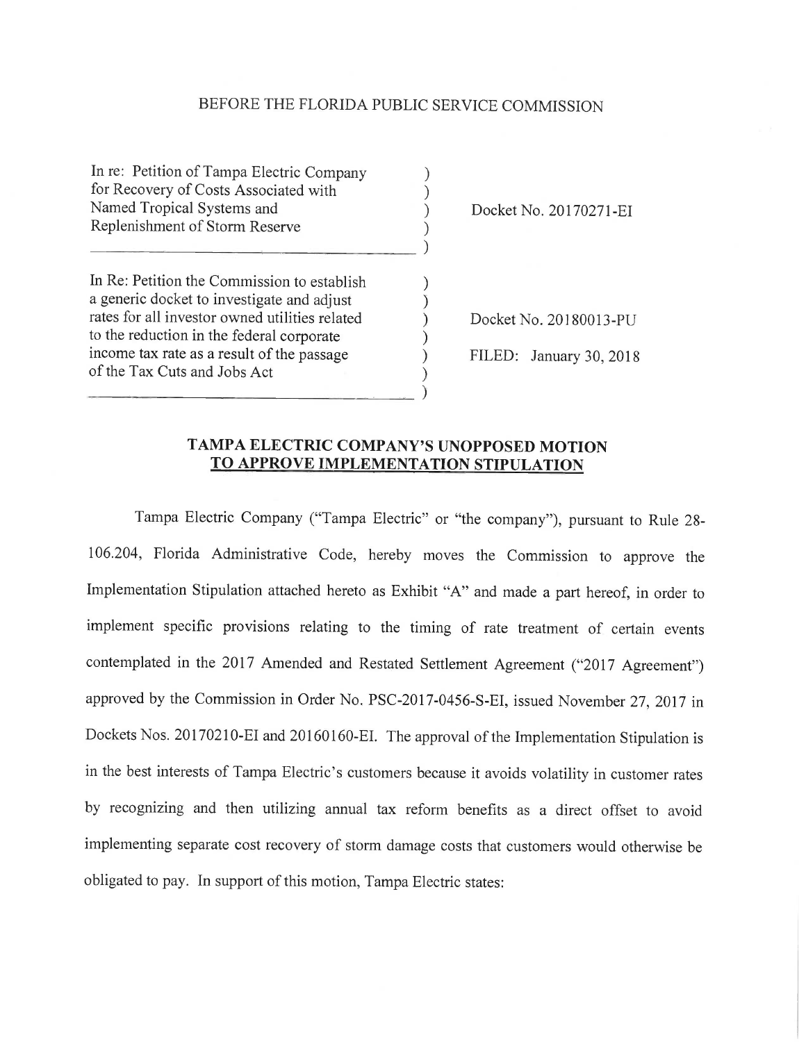BEFORE THE FLORIDA PUBLIC SERVICE COMMISSION

| | | |
|---|---|---|
| In re: Petition of Tampa Electric Company for Recovery of Costs Associated with Named Tropical Systems and Replenishment of Storm Reserve | ) | Docket No. 20170271-EI |
| In Re: Petition the Commission to establish a generic docket to investigate and adjust rates for all investor owned utilities related to the reduction in the federal corporate income tax rate as a result of the passage of the Tax Cuts and Jobs Act | ) | Docket No. 20180013-PU<br>FILED: January 30, 2018 |

## TAMPA ELECTRIC COMPANY'S UNOPPOSED MOTION TO APPROVE IMPLEMENTATION STIPULATION

Tampa Electric Company ("Tampa Electric" or "the company"), pursuant to Rule 28-106.204, Florida Administrative Code, hereby moves the Commission to approve the Implementation Stipulation attached hereto as Exhibit "A" and made a part hereof, in order to implement specific provisions relating to the timing of rate treatment of certain events contemplated in the 2017 Amended and Restated Settlement Agreement ("2017 Agreement") approved by the Commission in Order No. PSC-2017-0456-S-EI, issued November 27, 2017 in Dockets Nos. 20170210-EI and 20160160-EI. The approval of the Implementation Stipulation is in the best interests of Tampa Electric's customers because it avoids volatility in customer rates by recognizing and then utilizing annual tax reform benefits as a direct offset to avoid implementing separate cost recovery of storm damage costs that customers would otherwise be obligated to pay. In support of this motion, Tampa Electric states: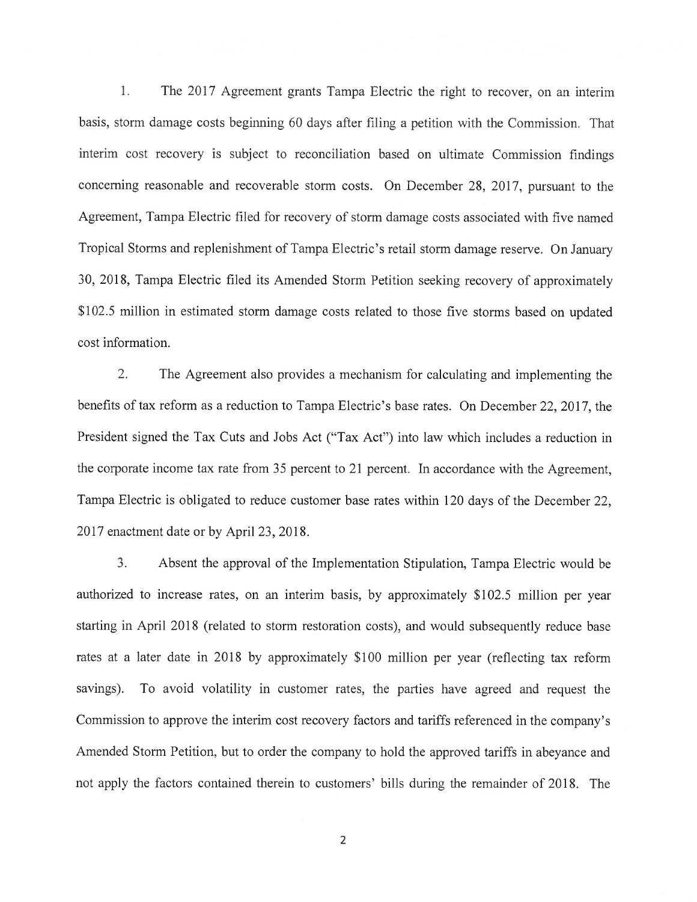1. The 2017 Agreement grants Tampa Electric the right to recover, on an interim basis, storm damage costs beginning 60 days after filing a petition with the Commission. That interim cost recovery is subject to reconciliation based on ultimate Commission findings concerning reasonable and recoverable storm costs. On December 28, 2017, pursuant to the Agreement, Tampa Electric filed for recovery of storm damage costs associated with five named Tropical Storms and replenishment of Tampa Electric's retail storm damage reserve. On January 30, 2018, Tampa Electric filed its Amended Storm Petition seeking recovery of approximately $102.5 million in estimated storm damage costs related to those five storms based on updated cost information.

2. The Agreement also provides a mechanism for calculating and implementing the benefits of tax reform as a reduction to Tampa Electric's base rates. On December 22, 2017, the President signed the Tax Cuts and Jobs Act ("Tax Act") into law which includes a reduction in the corporate income tax rate from 35 percent to 21 percent. In accordance with the Agreement, Tampa Electric is obligated to reduce customer base rates within 120 days of the December 22, 2017 enactment date or by April 23, 2018.

3. Absent the approval of the Implementation Stipulation, Tampa Electric would be authorized to increase rates, on an interim basis, by approximately $102.5 million per year starting in April 2018 (related to storm restoration costs), and would subsequently reduce base rates at a later date in 2018 by approximately $100 million per year (reflecting tax reform savings). To avoid volatility in customer rates, the parties have agreed and request the Commission to approve the interim cost recovery factors and tariffs referenced in the company's Amended Storm Petition, but to order the company to hold the approved tariffs in abeyance and not apply the factors contained therein to customers' bills during the remainder of 2018. The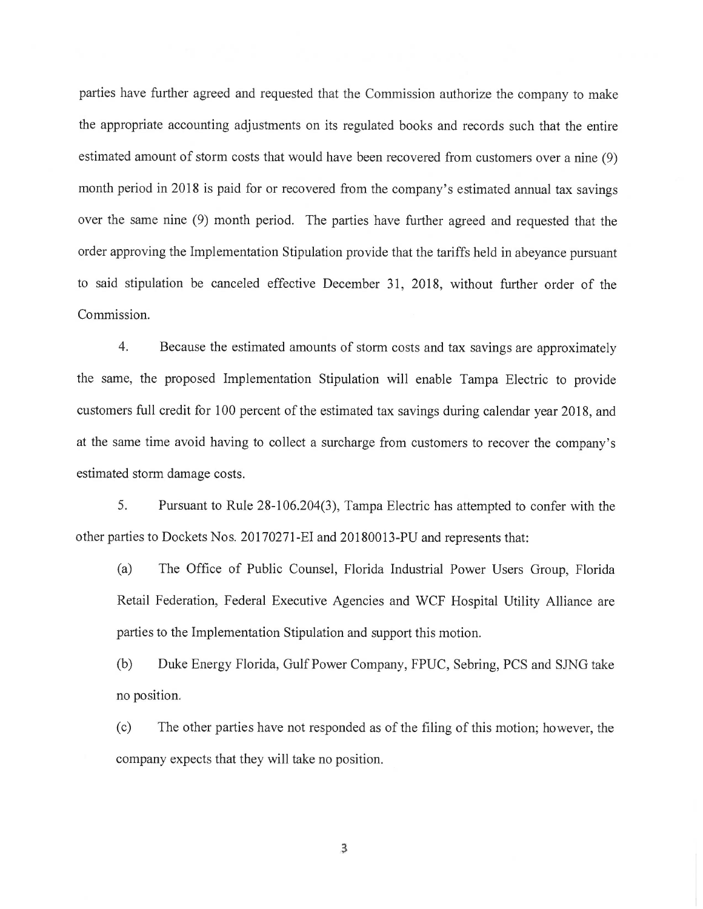parties have further agreed and requested that the Commission authorize the company to make the appropriate accounting adjustments on its regulated books and records such that the entire estimated amount of storm costs that would have been recovered from customers over a nine (9) month period in 2018 is paid for or recovered from the company's estimated annual tax savings over the same nine (9) month period. The parties have further agreed and requested that the order approving the Implementation Stipulation provide that the tariffs held in abeyance pursuant to said stipulation be canceled effective December 31, 2018, without further order of the Commission.

4. Because the estimated amounts of storm costs and tax savings are approximately the same, the proposed Implementation Stipulation will enable Tampa Electric to provide customers full credit for 100 percent of the estimated tax savings during calendar year 2018, and at the same time avoid having to collect a surcharge from customers to recover the company's estimated storm damage costs.

5. Pursuant to Rule 28-106.204(3), Tampa Electric has attempted to confer with the other parties to Dockets Nos. 20170271-EI and 20180013-PU and represents that:

(a) The Office of Public Counsel, Florida Industrial Power Users Group, Florida Retail Federation, Federal Executive Agencies and WCF Hospital Utility Alliance are parties to the Implementation Stipulation and support this motion.

(b) Duke Energy Florida, Gulf Power Company, FPUC, Sebring, PCS and SJNG take no position.

(c) The other parties have not responded as of the filing of this motion; however, the company expects that they will take no position.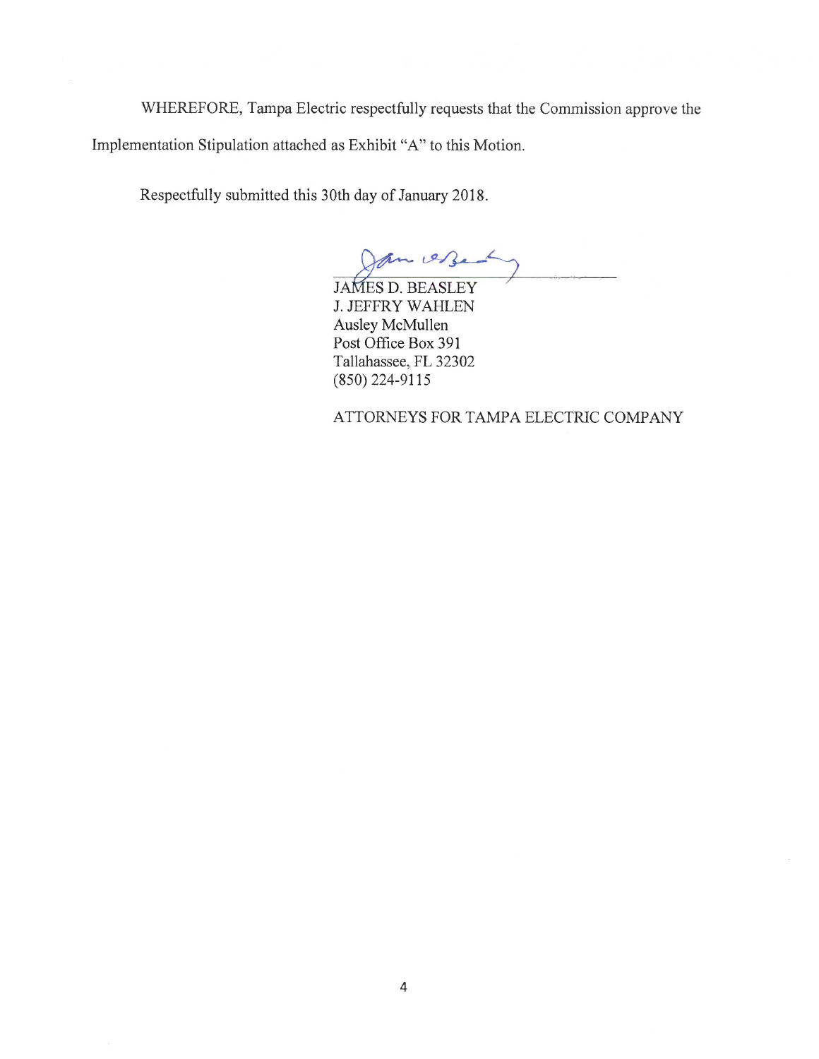WHEREFORE, Tampa Electric respectfully requests that the Commission approve the Implementation Stipulation attached as Exhibit "A" to this Motion.

Respectfully submitted this 30th day of January 2018.

JAMES D. BEASLEY
J. JEFFRY WAHLEN
Ausley McMullen
Post Office Box 391
Tallahassee, FL 32302
(850) 224-9115

ATTORNEYS FOR TAMPA ELECTRIC COMPANY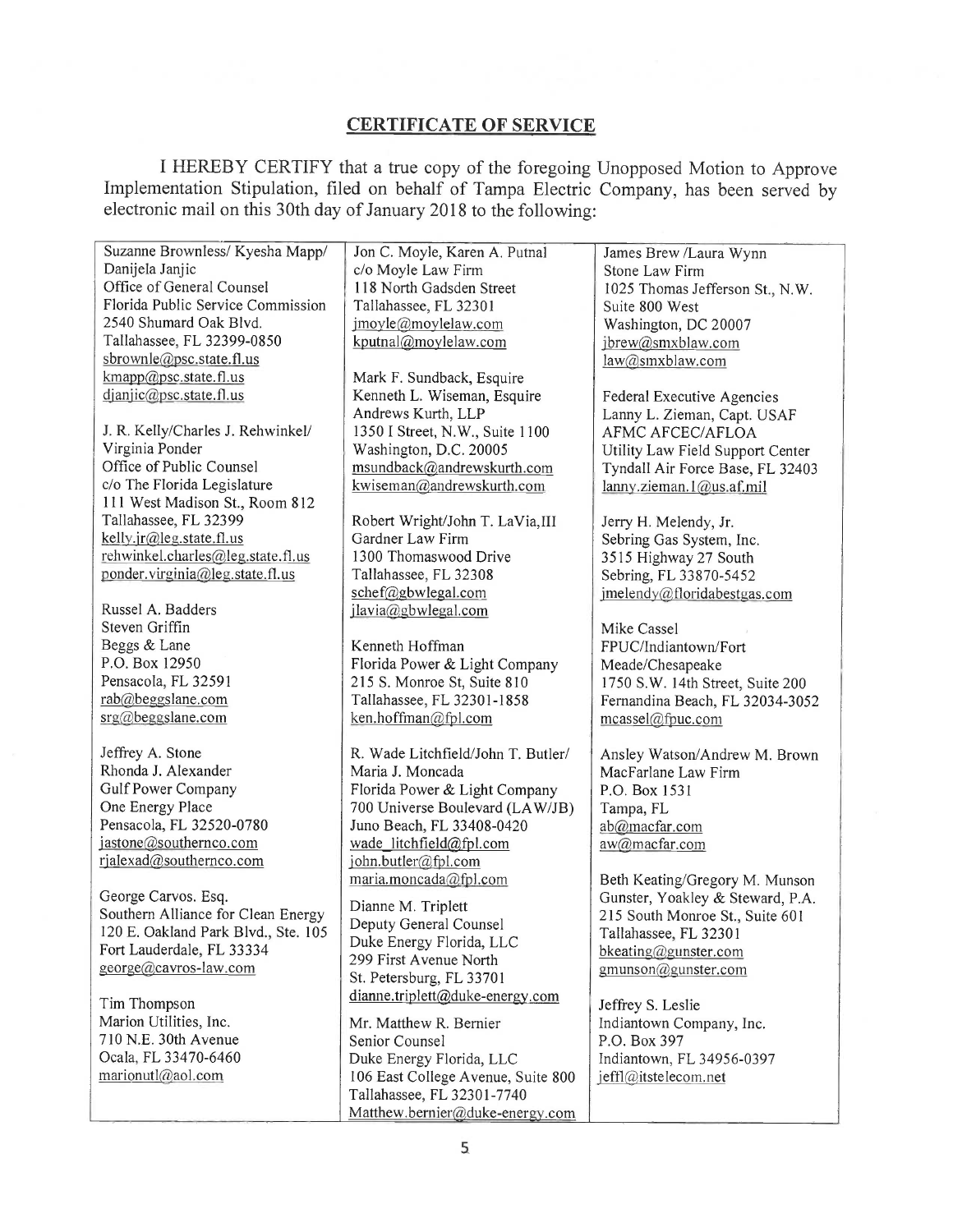## CERTIFICATE OF SERVICE

I HEREBY CERTIFY that a true copy of the foregoing Unopposed Motion to Approve Implementation Stipulation, filed on behalf of Tampa Electric Company, has been served by electronic mail on this 30th day of January 2018 to the following:

Suzanne Brownless/ Kyesha Mapp/
Danijela Janjic
Office of General Counsel
Florida Public Service Commission
2540 Shumard Oak Blvd.
Tallahassee, FL 32399-0850
sbrownle@psc.state.fl.us
kmapp@psc.state.fl.us
djanjic@psc.state.fl.us

J. R. Kelly/Charles J. Rehwinkel/
Virginia Ponder
Office of Public Counsel
c/o The Florida Legislature
111 West Madison St., Room 812
Tallahassee, FL 32399
kelly.jr@leg.state.fl.us
rehwinkel.charles@leg.state.fl.us
ponder.virginia@leg.state.fl.us

Russel A. Badders
Steven Griffin
Beggs & Lane
P.O. Box 12950
Pensacola, FL 32591
rab@beggslane.com
srg@beggslane.com

Jeffrey A. Stone
Rhonda J. Alexander
Gulf Power Company
One Energy Place
Pensacola, FL 32520-0780
jastone@southernco.com
rjalexad@southernco.com

George Carvos. Esq.
Southern Alliance for Clean Energy
120 E. Oakland Park Blvd., Ste. 105
Fort Lauderdale, FL 33334
george@cavros-law.com

Tim Thompson
Marion Utilities, Inc.
710 N.E. 30th Avenue
Ocala, FL 33470-6460
marionutl@aol.com

Jon C. Moyle, Karen A. Putnal
c/o Moyle Law Firm
118 North Gadsden Street
Tallahassee, FL 32301
jmoyle@moylelaw.com
kputnal@moylelaw.com

Mark F. Sundback, Esquire
Kenneth L. Wiseman, Esquire
Andrews Kurth, LLP
1350 I Street, N.W., Suite 1100
Washington, D.C. 20005
msundback@andrewskurth.com
kwiseman@andrewskurth.com

Robert Wright/John T. LaVia,III
Gardner Law Firm
1300 Thomaswood Drive
Tallahassee, FL 32308
schef@gbwlegal.com
jlavia@gbwlegal.com

Kenneth Hoffman
Florida Power & Light Company
215 S. Monroe St, Suite 810
Tallahassee, FL 32301-1858
ken.hoffman@fpl.com

R. Wade Litchfield/John T. Butler/
Maria J. Moncada
Florida Power & Light Company
700 Universe Boulevard (LAW/JB)
Juno Beach, FL 33408-0420
wade_litchfield@fpl.com
john.butler@fpl.com
maria.moncada@fpl.com

Dianne M. Triplett
Deputy General Counsel
Duke Energy Florida, LLC
299 First Avenue North
St. Petersburg, FL 33701
dianne.triplett@duke-energy.com

Mr. Matthew R. Bernier
Senior Counsel
Duke Energy Florida, LLC
106 East College Avenue, Suite 800
Tallahassee, FL 32301-7740
Matthew.bernier@duke-energy.com

James Brew /Laura Wynn
Stone Law Firm
1025 Thomas Jefferson St., N.W.
Suite 800 West
Washington, DC 20007
jbrew@smxblaw.com
law@smxblaw.com

Federal Executive Agencies
Lanny L. Zieman, Capt. USAF
AFMC AFCEC/AFLOA
Utility Law Field Support Center
Tyndall Air Force Base, FL 32403
lanny.zieman.1@us.af.mil

Jerry H. Melendy, Jr.
Sebring Gas System, Inc.
3515 Highway 27 South
Sebring, FL 33870-5452
jmelendy@floridabestgas.com

Mike Cassel
FPUC/Indiantown/Fort
Meade/Chesapeake
1750 S.W. 14th Street, Suite 200
Fernandina Beach, FL 32034-3052
mcassel@fpuc.com

Ansley Watson/Andrew M. Brown
MacFarlane Law Firm
P.O. Box 1531
Tampa, FL
ab@macfar.com
aw@macfar.com

Beth Keating/Gregory M. Munson
Gunster, Yoakley & Steward, P.A.
215 South Monroe St., Suite 601
Tallahassee, FL 32301
bkeating@gunster.com
gmunson@gunster.com

Jeffrey S. Leslie
Indiantown Company, Inc.
P.O. Box 397
Indiantown, FL 34956-0397
jeffl@itstelecom.net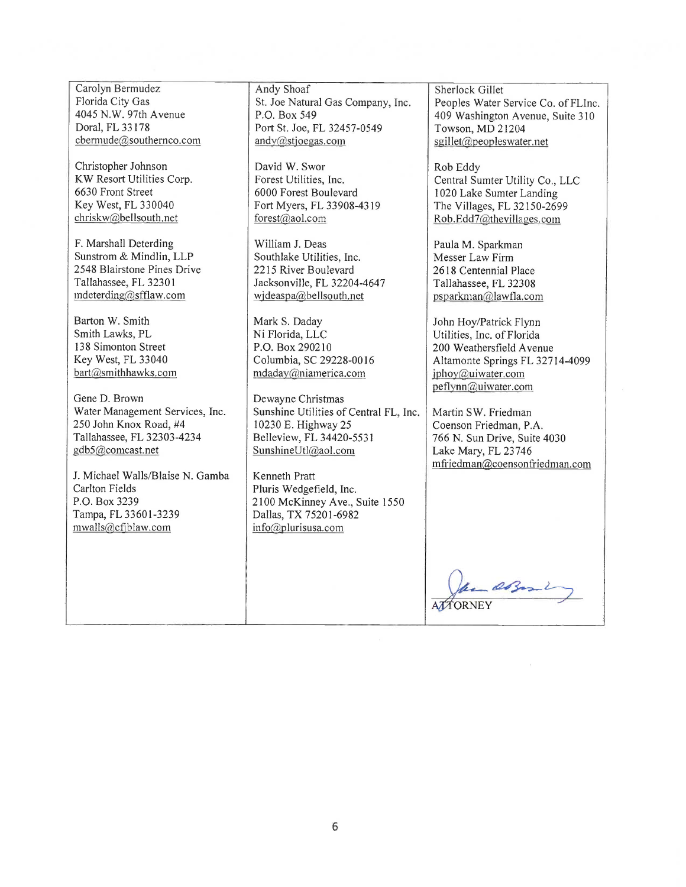Carolyn Bermudez
Florida City Gas
4045 N.W. 97th Avenue
Doral, FL 33178
cbermude@southernco.com

Christopher Johnson
KW Resort Utilities Corp.
6630 Front Street
Key West, FL 330040
chriskw@bellsouth.net

F. Marshall Deterding
Sunstrom & Mindlin, LLP
2548 Blairstone Pines Drive
Tallahassee, FL 32301
mdeterding@sfflaw.com

Barton W. Smith
Smith Lawks, PL
138 Simonton Street
Key West, FL 33040
bart@smithhawks.com

Gene D. Brown
Water Management Services, Inc.
250 John Knox Road, #4
Tallahassee, FL 32303-4234
gdb5@comcast.net

J. Michael Walls/Blaise N. Gamba
Carlton Fields
P.O. Box 3239
Tampa, FL 33601-3239
mwalls@cfjblaw.com

Andy Shoaf
St. Joe Natural Gas Company, Inc.
P.O. Box 549
Port St. Joe, FL 32457-0549
andy@stjoegas.com

David W. Swor
Forest Utilities, Inc.
6000 Forest Boulevard
Fort Myers, FL 33908-4319
forest@aol.com

William J. Deas
Southlake Utilities, Inc.
2215 River Boulevard
Jacksonville, FL 32204-4647
wjdeaspa@bellsouth.net

Mark S. Daday
Ni Florida, LLC
P.O. Box 290210
Columbia, SC 29228-0016
mdaday@niamerica.com

Dewayne Christmas
Sunshine Utilities of Central FL, Inc.
10230 E. Highway 25
Belleview, FL 34420-5531
SunshineUtl@aol.com

Kenneth Pratt
Pluris Wedgefield, Inc.
2100 McKinney Ave., Suite 1550
Dallas, TX 75201-6982
info@plurisusa.com

Sherlock Gillet
Peoples Water Service Co. of FLInc.
409 Washington Avenue, Suite 310
Towson, MD 21204
sgillet@peopleswater.net

Rob Eddy
Central Sumter Utility Co., LLC
1020 Lake Sumter Landing
The Villages, FL 32150-2699
Rob.Edd7@thevillages.com

Paula M. Sparkman
Messer Law Firm
2618 Centennial Place
Tallahassee, FL 32308
psparkman@lawfla.com

John Hoy/Patrick Flynn
Utilities, Inc. of Florida
200 Weathersfield Avenue
Altamonte Springs FL 32714-4099
jphoy@uiwater.com
peflynn@uiwater.com

Martin SW. Friedman
Coenson Friedman, P.A.
766 N. Sun Drive, Suite 4030
Lake Mary, FL 23746
mfriedman@coensonfriedman.com

ATTORNEY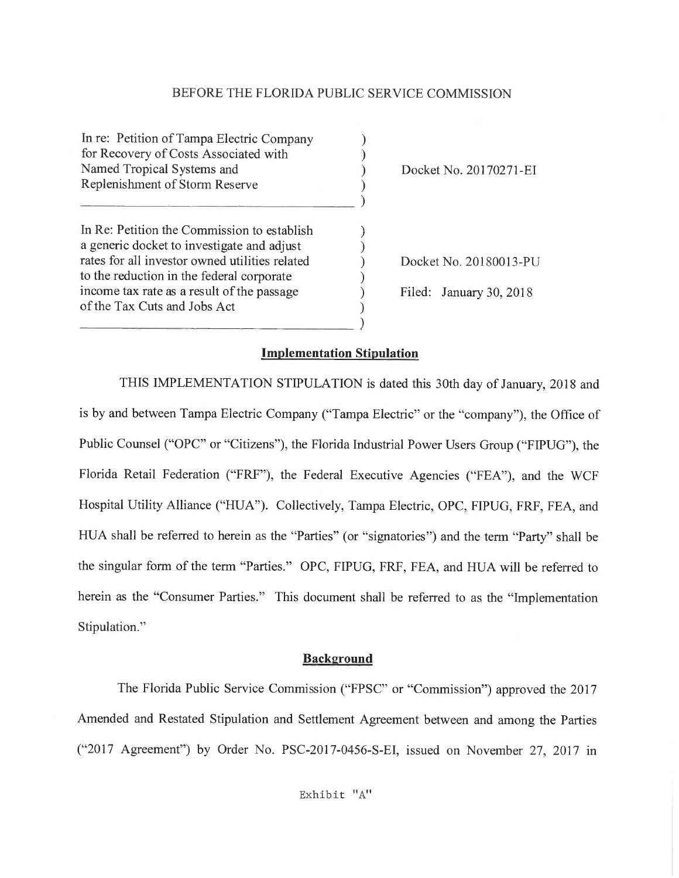BEFORE THE FLORIDA PUBLIC SERVICE COMMISSION

| | | |
|---|---|---|
| In re: Petition of Tampa Electric Company for Recovery of Costs Associated with Named Tropical Systems and Replenishment of Storm Reserve | ) | Docket No. 20170271-EI |
| In Re: Petition the Commission to establish a generic docket to investigate and adjust rates for all investor owned utilities related to the reduction in the federal corporate income tax rate as a result of the passage of the Tax Cuts and Jobs Act | ) | Docket No. 20180013-PU<br>Filed: January 30, 2018 |

## Implementation Stipulation

THIS IMPLEMENTATION STIPULATION is dated this 30th day of January, 2018 and is by and between Tampa Electric Company ("Tampa Electric" or the "company"), the Office of Public Counsel ("OPC" or "Citizens"), the Florida Industrial Power Users Group ("FIPUG"), the Florida Retail Federation ("FRF"), the Federal Executive Agencies ("FEA"), and the WCF Hospital Utility Alliance ("HUA"). Collectively, Tampa Electric, OPC, FIPUG, FRF, FEA, and HUA shall be referred to herein as the "Parties" (or "signatories") and the term "Party" shall be the singular form of the term "Parties." OPC, FIPUG, FRF, FEA, and HUA will be referred to herein as the "Consumer Parties." This document shall be referred to as the "Implementation Stipulation."

## Background

The Florida Public Service Commission ("FPSC" or "Commission") approved the 2017 Amended and Restated Stipulation and Settlement Agreement between and among the Parties ("2017 Agreement") by Order No. PSC-2017-0456-S-EI, issued on November 27, 2017 in

Exhibit "A"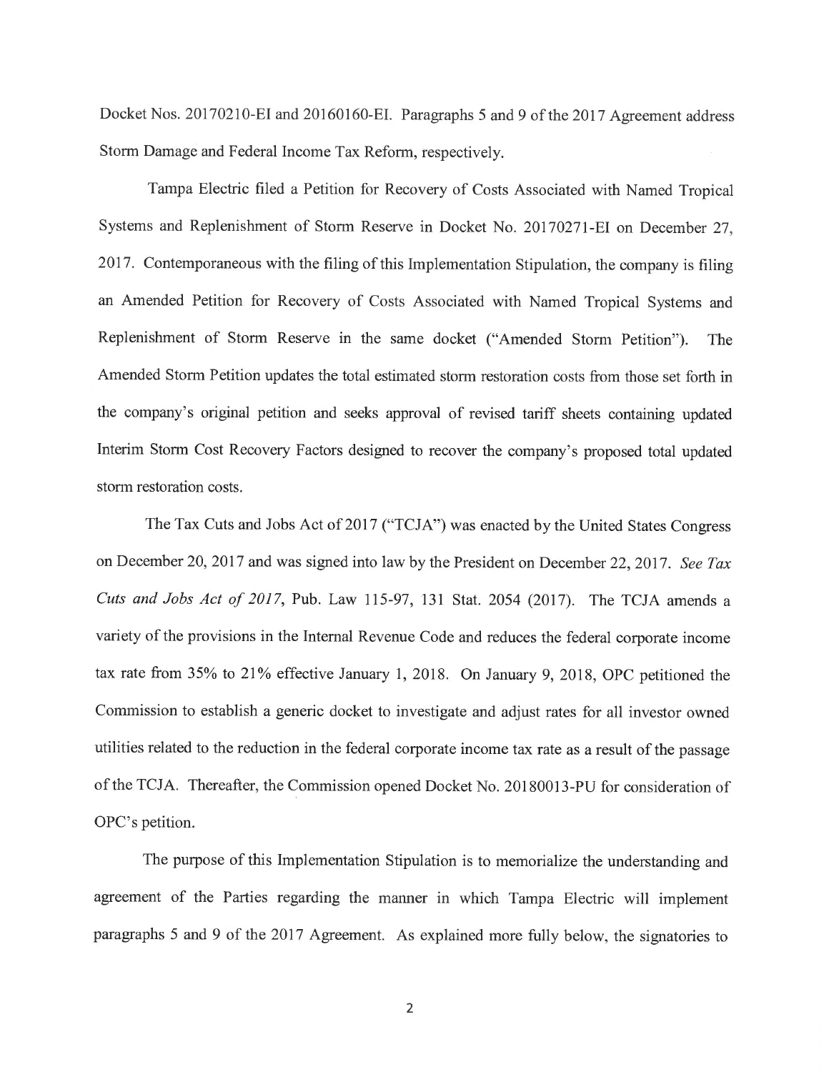Docket Nos. 20170210-EI and 20160160-EI. Paragraphs 5 and 9 of the 2017 Agreement address Storm Damage and Federal Income Tax Reform, respectively.

Tampa Electric filed a Petition for Recovery of Costs Associated with Named Tropical Systems and Replenishment of Storm Reserve in Docket No. 20170271-EI on December 27, 2017. Contemporaneous with the filing of this Implementation Stipulation, the company is filing an Amended Petition for Recovery of Costs Associated with Named Tropical Systems and Replenishment of Storm Reserve in the same docket ("Amended Storm Petition"). The Amended Storm Petition updates the total estimated storm restoration costs from those set forth in the company's original petition and seeks approval of revised tariff sheets containing updated Interim Storm Cost Recovery Factors designed to recover the company's proposed total updated storm restoration costs.

The Tax Cuts and Jobs Act of 2017 ("TCJA") was enacted by the United States Congress on December 20, 2017 and was signed into law by the President on December 22, 2017. *See Tax Cuts and Jobs Act of 2017*, Pub. Law 115-97, 131 Stat. 2054 (2017). The TCJA amends a variety of the provisions in the Internal Revenue Code and reduces the federal corporate income tax rate from 35% to 21% effective January 1, 2018. On January 9, 2018, OPC petitioned the Commission to establish a generic docket to investigate and adjust rates for all investor owned utilities related to the reduction in the federal corporate income tax rate as a result of the passage of the TCJA. Thereafter, the Commission opened Docket No. 20180013-PU for consideration of OPC's petition.

The purpose of this Implementation Stipulation is to memorialize the understanding and agreement of the Parties regarding the manner in which Tampa Electric will implement paragraphs 5 and 9 of the 2017 Agreement. As explained more fully below, the signatories to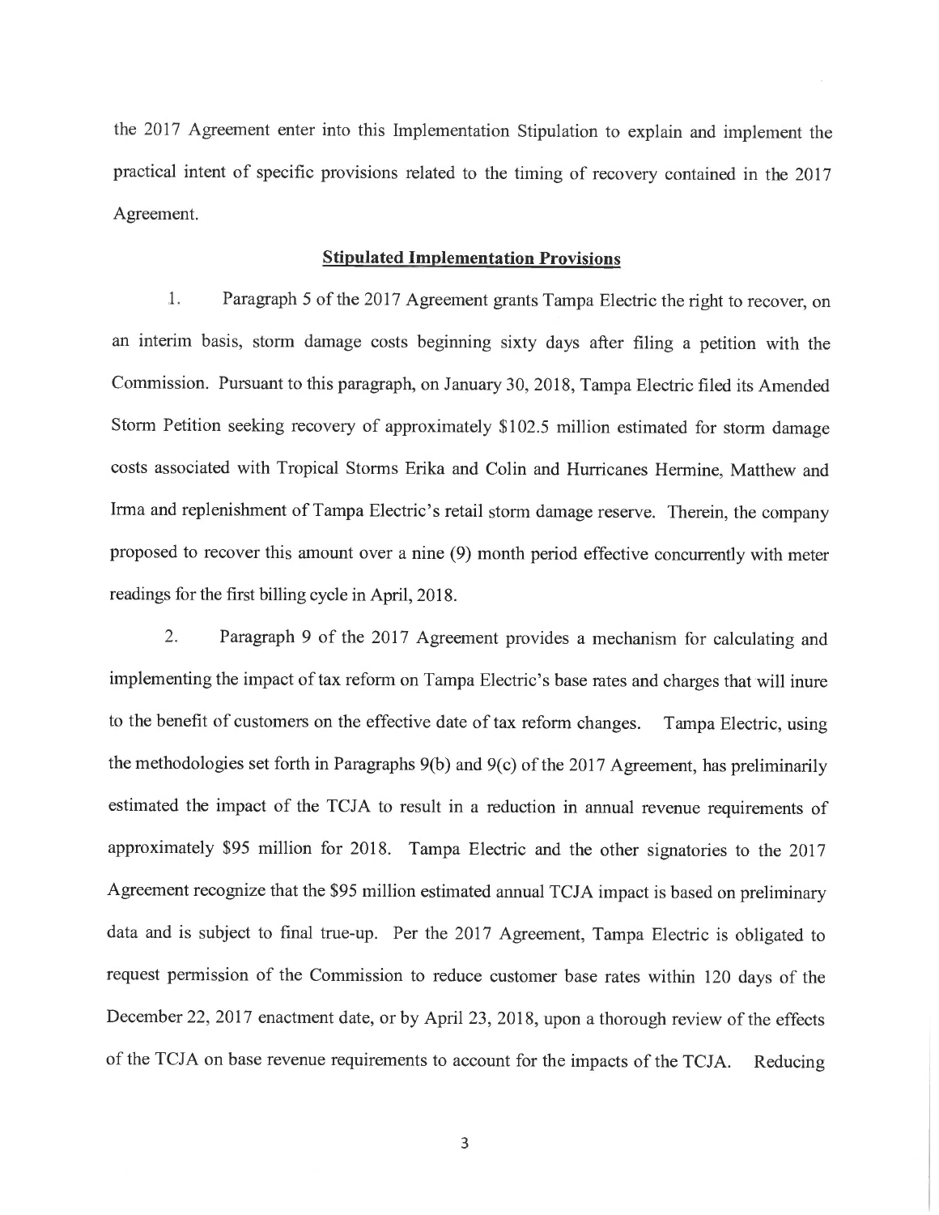the 2017 Agreement enter into this Implementation Stipulation to explain and implement the practical intent of specific provisions related to the timing of recovery contained in the 2017 Agreement.

## Stipulated Implementation Provisions

1. Paragraph 5 of the 2017 Agreement grants Tampa Electric the right to recover, on an interim basis, storm damage costs beginning sixty days after filing a petition with the Commission. Pursuant to this paragraph, on January 30, 2018, Tampa Electric filed its Amended Storm Petition seeking recovery of approximately $102.5 million estimated for storm damage costs associated with Tropical Storms Erika and Colin and Hurricanes Hermine, Matthew and Irma and replenishment of Tampa Electric's retail storm damage reserve. Therein, the company proposed to recover this amount over a nine (9) month period effective concurrently with meter readings for the first billing cycle in April, 2018.

2. Paragraph 9 of the 2017 Agreement provides a mechanism for calculating and implementing the impact of tax reform on Tampa Electric's base rates and charges that will inure to the benefit of customers on the effective date of tax reform changes. Tampa Electric, using the methodologies set forth in Paragraphs 9(b) and 9(c) of the 2017 Agreement, has preliminarily estimated the impact of the TCJA to result in a reduction in annual revenue requirements of approximately $95 million for 2018. Tampa Electric and the other signatories to the 2017 Agreement recognize that the $95 million estimated annual TCJA impact is based on preliminary data and is subject to final true-up. Per the 2017 Agreement, Tampa Electric is obligated to request permission of the Commission to reduce customer base rates within 120 days of the December 22, 2017 enactment date, or by April 23, 2018, upon a thorough review of the effects of the TCJA on base revenue requirements to account for the impacts of the TCJA. Reducing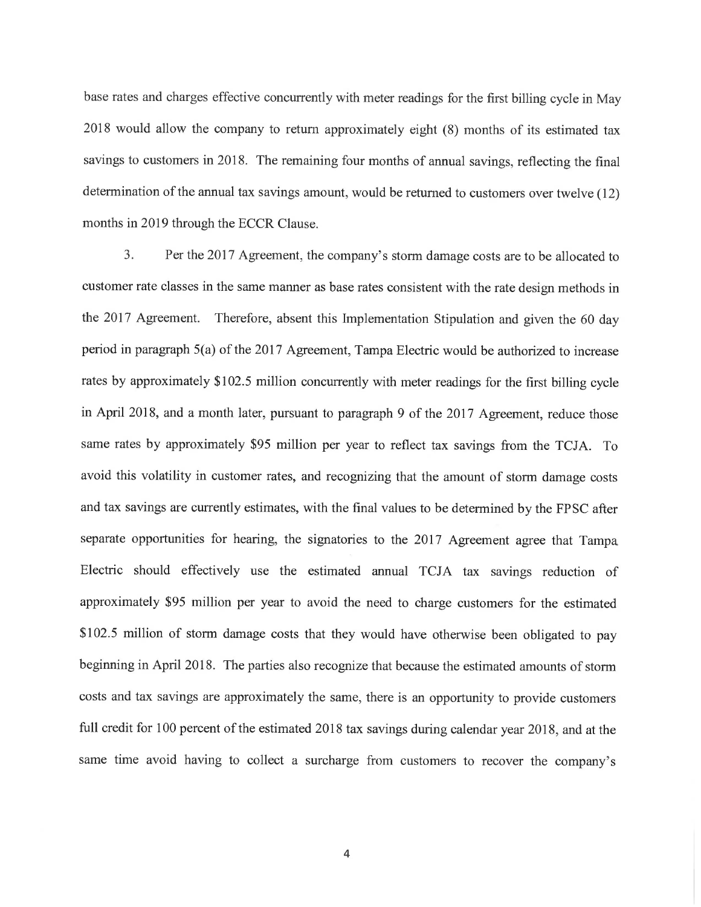base rates and charges effective concurrently with meter readings for the first billing cycle in May 2018 would allow the company to return approximately eight (8) months of its estimated tax savings to customers in 2018. The remaining four months of annual savings, reflecting the final determination of the annual tax savings amount, would be returned to customers over twelve (12) months in 2019 through the ECCR Clause.

3. Per the 2017 Agreement, the company's storm damage costs are to be allocated to customer rate classes in the same manner as base rates consistent with the rate design methods in the 2017 Agreement. Therefore, absent this Implementation Stipulation and given the 60 day period in paragraph 5(a) of the 2017 Agreement, Tampa Electric would be authorized to increase rates by approximately $102.5 million concurrently with meter readings for the first billing cycle in April 2018, and a month later, pursuant to paragraph 9 of the 2017 Agreement, reduce those same rates by approximately $95 million per year to reflect tax savings from the TCJA. To avoid this volatility in customer rates, and recognizing that the amount of storm damage costs and tax savings are currently estimates, with the final values to be determined by the FPSC after separate opportunities for hearing, the signatories to the 2017 Agreement agree that Tampa Electric should effectively use the estimated annual TCJA tax savings reduction of approximately $95 million per year to avoid the need to charge customers for the estimated $102.5 million of storm damage costs that they would have otherwise been obligated to pay beginning in April 2018. The parties also recognize that because the estimated amounts of storm costs and tax savings are approximately the same, there is an opportunity to provide customers full credit for 100 percent of the estimated 2018 tax savings during calendar year 2018, and at the same time avoid having to collect a surcharge from customers to recover the company's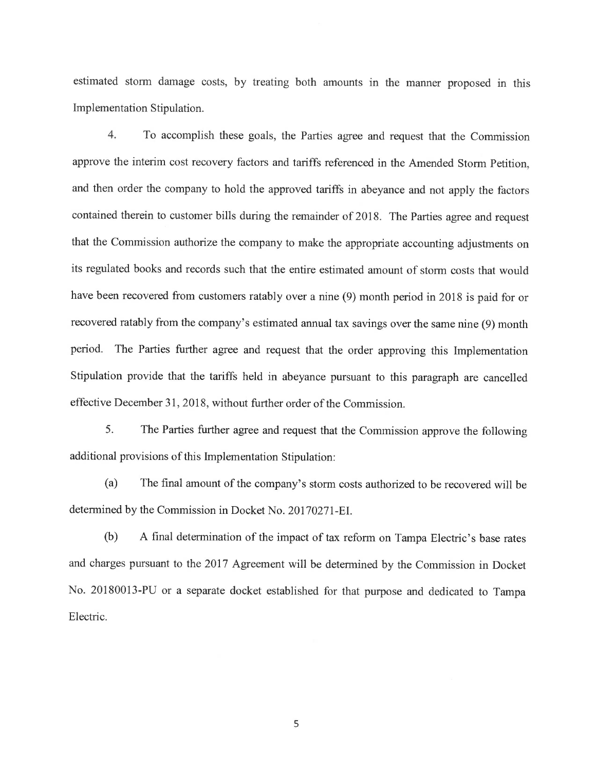estimated storm damage costs, by treating both amounts in the manner proposed in this Implementation Stipulation.

4. To accomplish these goals, the Parties agree and request that the Commission approve the interim cost recovery factors and tariffs referenced in the Amended Storm Petition, and then order the company to hold the approved tariffs in abeyance and not apply the factors contained therein to customer bills during the remainder of 2018. The Parties agree and request that the Commission authorize the company to make the appropriate accounting adjustments on its regulated books and records such that the entire estimated amount of storm costs that would have been recovered from customers ratably over a nine (9) month period in 2018 is paid for or recovered ratably from the company's estimated annual tax savings over the same nine (9) month period. The Parties further agree and request that the order approving this Implementation Stipulation provide that the tariffs held in abeyance pursuant to this paragraph are cancelled effective December 31, 2018, without further order of the Commission.

5. The Parties further agree and request that the Commission approve the following additional provisions of this Implementation Stipulation:

(a) The final amount of the company's storm costs authorized to be recovered will be determined by the Commission in Docket No. 20170271-EI.

(b) A final determination of the impact of tax reform on Tampa Electric's base rates and charges pursuant to the 2017 Agreement will be determined by the Commission in Docket No. 20180013-PU or a separate docket established for that purpose and dedicated to Tampa Electric.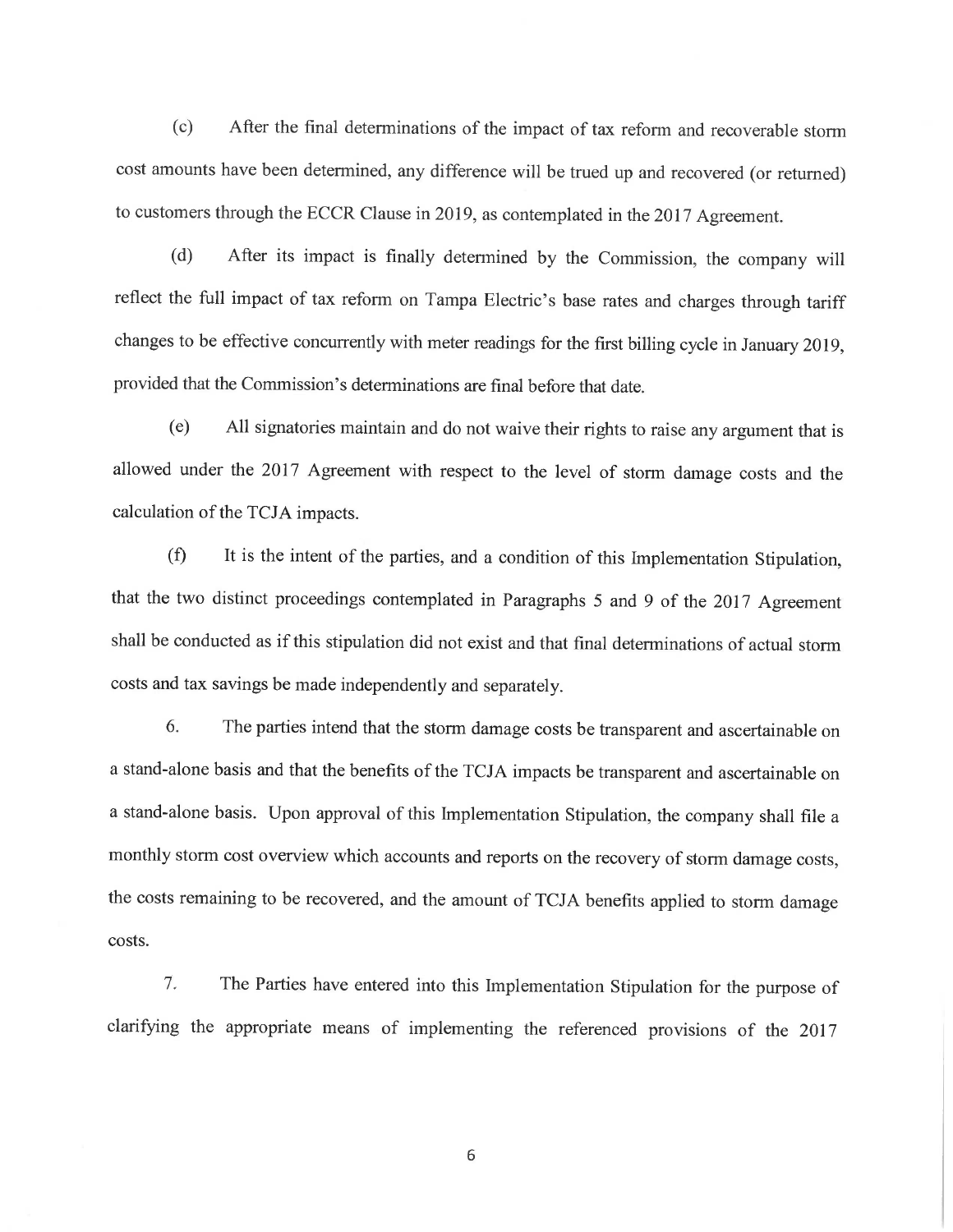(c) After the final determinations of the impact of tax reform and recoverable storm cost amounts have been determined, any difference will be trued up and recovered (or returned) to customers through the ECCR Clause in 2019, as contemplated in the 2017 Agreement.

(d) After its impact is finally determined by the Commission, the company will reflect the full impact of tax reform on Tampa Electric's base rates and charges through tariff changes to be effective concurrently with meter readings for the first billing cycle in January 2019, provided that the Commission's determinations are final before that date.

(e) All signatories maintain and do not waive their rights to raise any argument that is allowed under the 2017 Agreement with respect to the level of storm damage costs and the calculation of the TCJA impacts.

(f) It is the intent of the parties, and a condition of this Implementation Stipulation, that the two distinct proceedings contemplated in Paragraphs 5 and 9 of the 2017 Agreement shall be conducted as if this stipulation did not exist and that final determinations of actual storm costs and tax savings be made independently and separately.

6. The parties intend that the storm damage costs be transparent and ascertainable on a stand-alone basis and that the benefits of the TCJA impacts be transparent and ascertainable on a stand-alone basis. Upon approval of this Implementation Stipulation, the company shall file a monthly storm cost overview which accounts and reports on the recovery of storm damage costs, the costs remaining to be recovered, and the amount of TCJA benefits applied to storm damage costs.

7. The Parties have entered into this Implementation Stipulation for the purpose of clarifying the appropriate means of implementing the referenced provisions of the 2017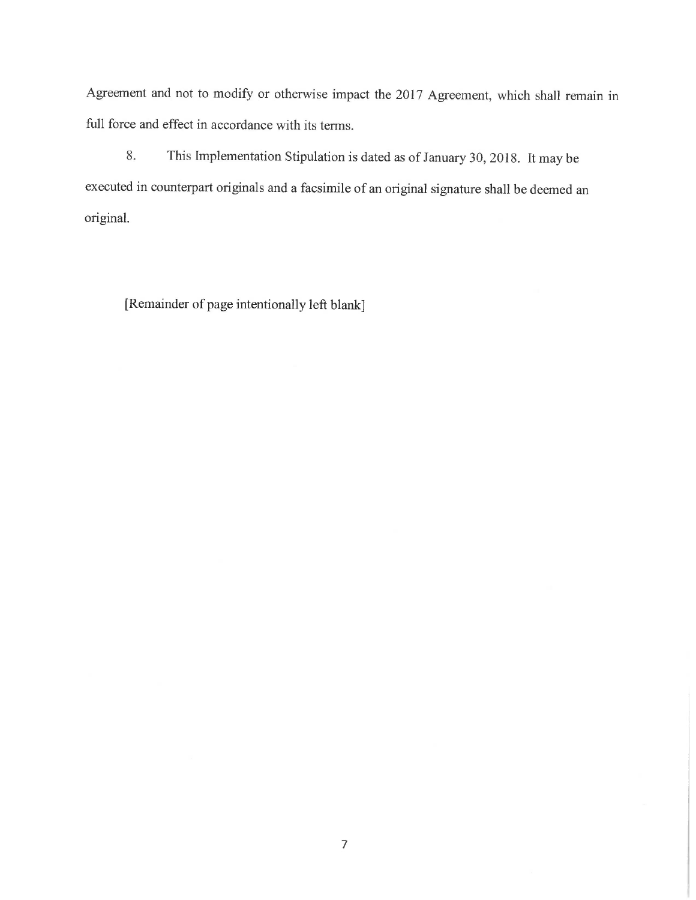Agreement and not to modify or otherwise impact the 2017 Agreement, which shall remain in full force and effect in accordance with its terms.

8. This Implementation Stipulation is dated as of January 30, 2018. It may be executed in counterpart originals and a facsimile of an original signature shall be deemed an original.

[Remainder of page intentionally left blank]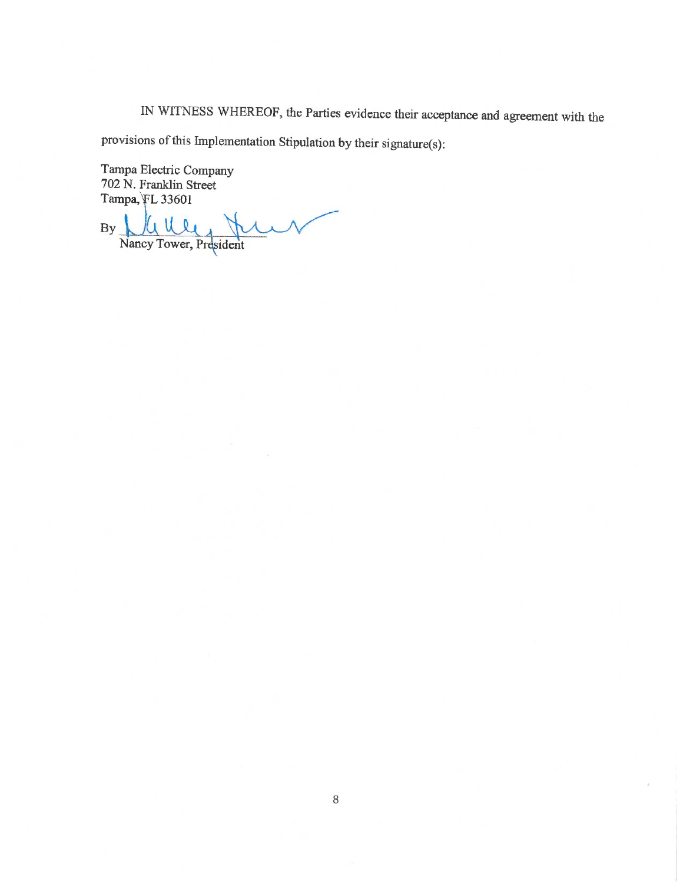IN WITNESS WHEREOF, the Parties evidence their acceptance and agreement with the provisions of this Implementation Stipulation by their signature(s):

Tampa Electric Company
702 N. Franklin Street
Tampa, FL 33601

By ______________________
Nancy Tower, President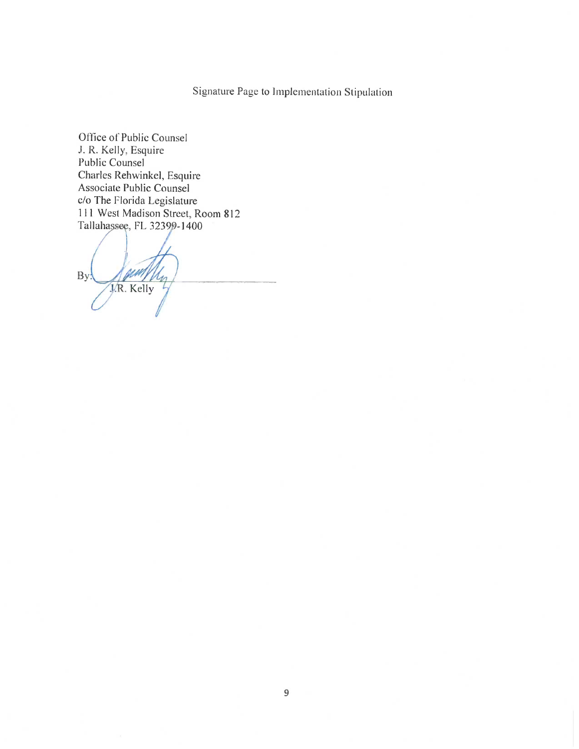Signature Page to Implementation Stipulation

Office of Public Counsel
J. R. Kelly, Esquire
Public Counsel
Charles Rehwinkel, Esquire
Associate Public Counsel
c/o The Florida Legislature
111 West Madison Street, Room 812
Tallahassee, FL 32399-1400

By: ______________________________
J.R. Kelly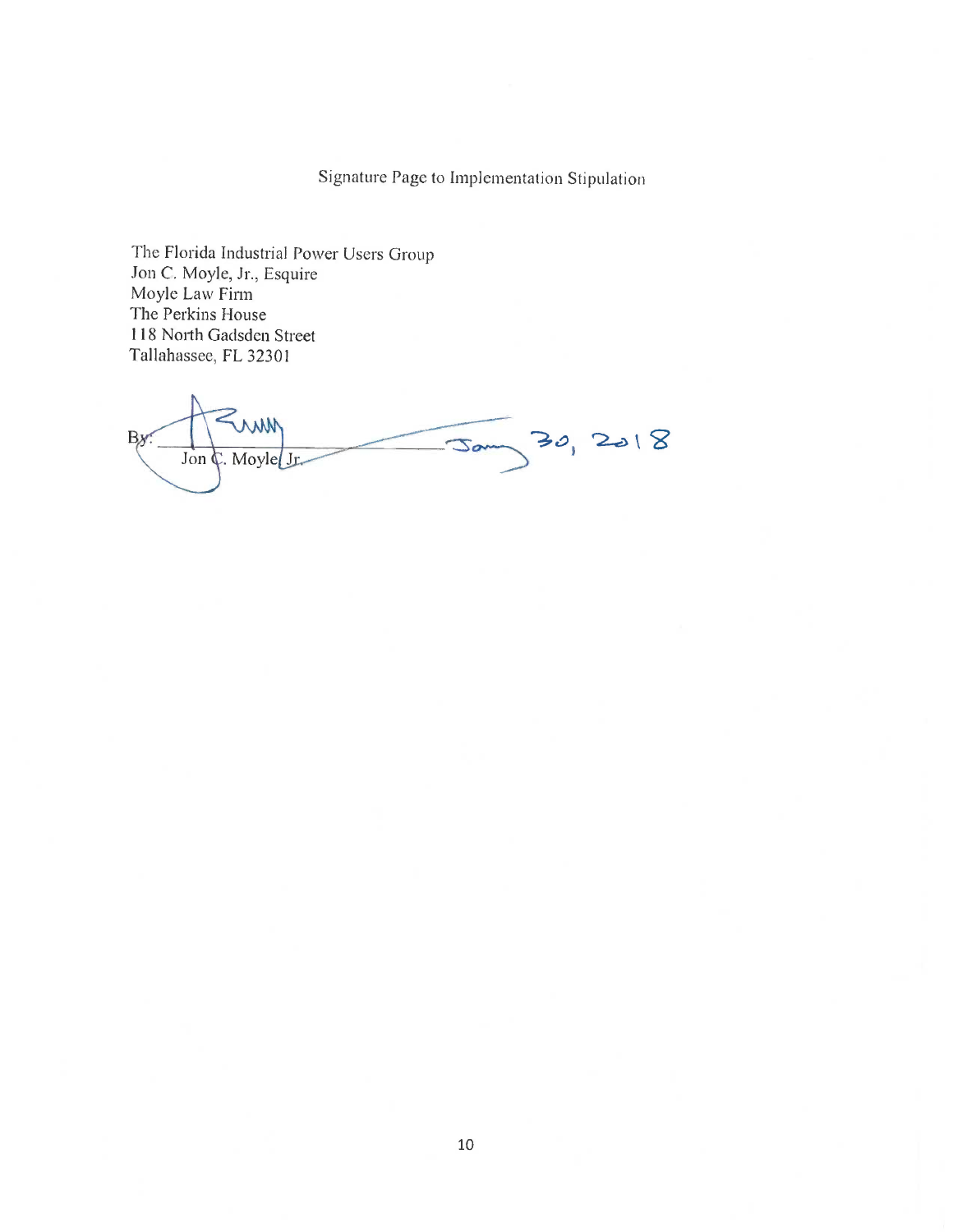Signature Page to Implementation Stipulation

The Florida Industrial Power Users Group
Jon C. Moyle, Jr., Esquire
Moyle Law Firm
The Perkins House
118 North Gadsden Street
Tallahassee, FL 32301

By: ______________________________ Jan 30, 2018
Jon C. Moyle, Jr.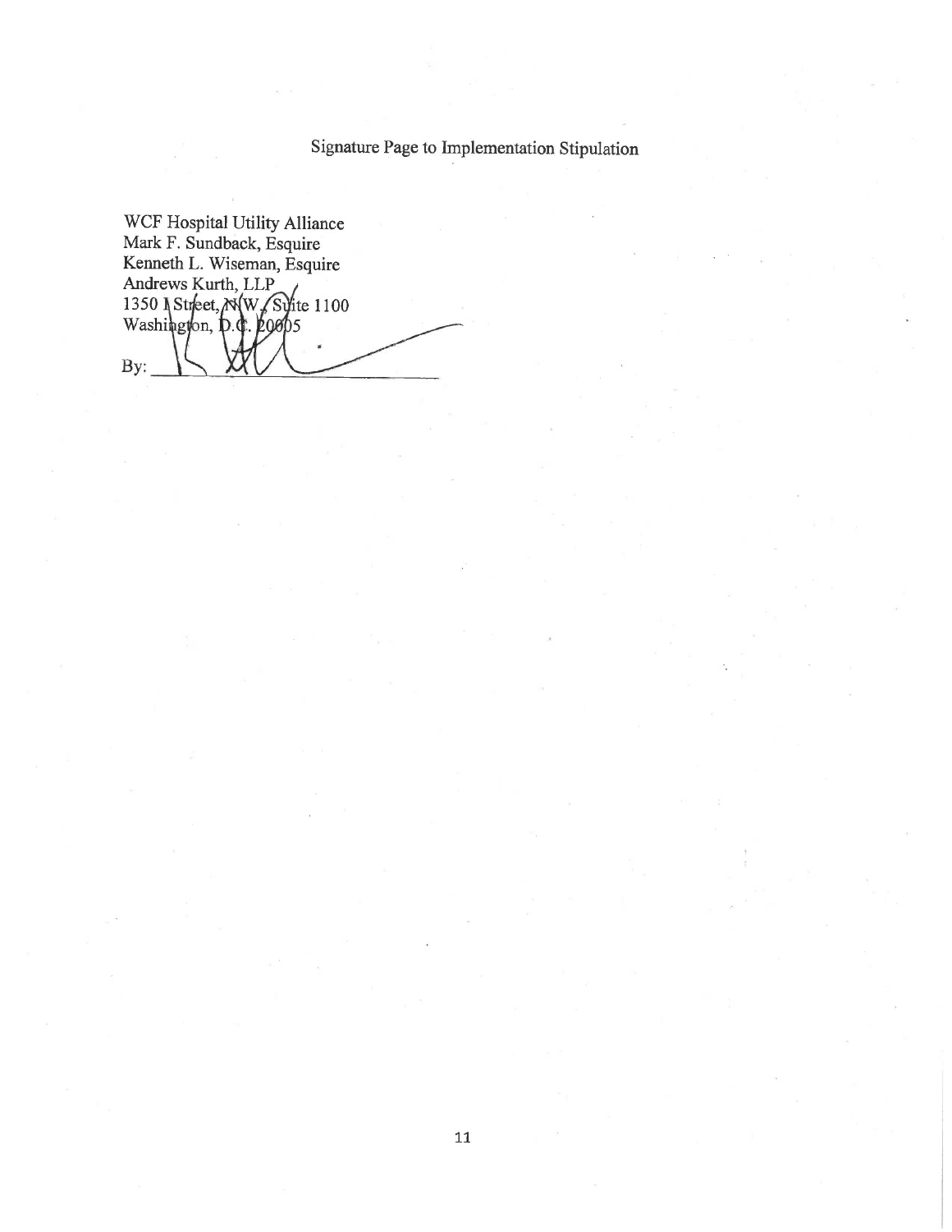Signature Page to Implementation Stipulation

WCF Hospital Utility Alliance
Mark F. Sundback, Esquire
Kenneth L. Wiseman, Esquire
Andrews Kurth, LLP
1350 I Street, N.W., Suite 1100
Washington, D.C. 20005

By: ______________________________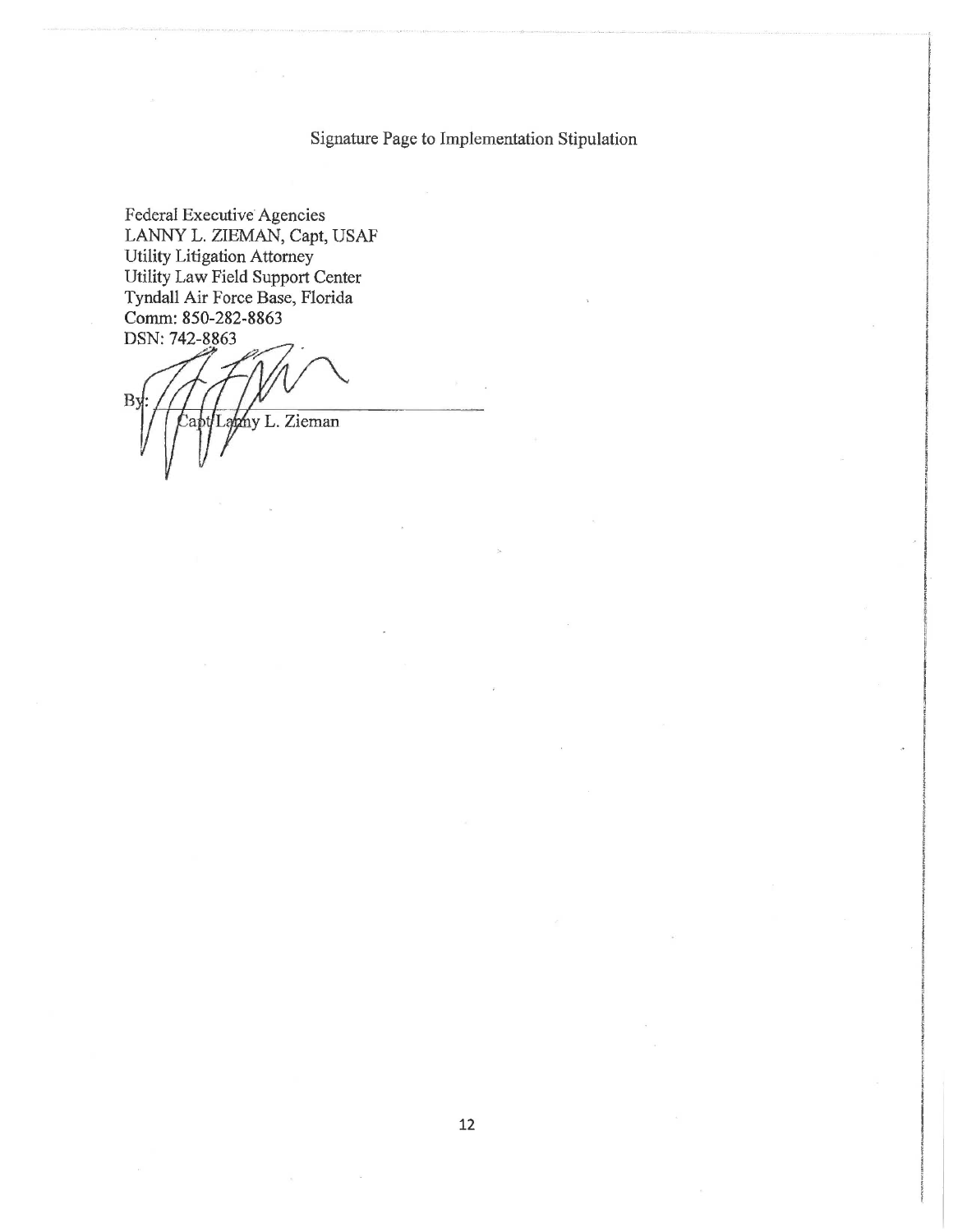Signature Page to Implementation Stipulation

Federal Executive Agencies
LANNY L. ZIEMAN, Capt, USAF
Utility Litigation Attorney
Utility Law Field Support Center
Tyndall Air Force Base, Florida
Comm: 850-282-8863
DSN: 742-8863

By: ______________________________
Capt Lanny L. Zieman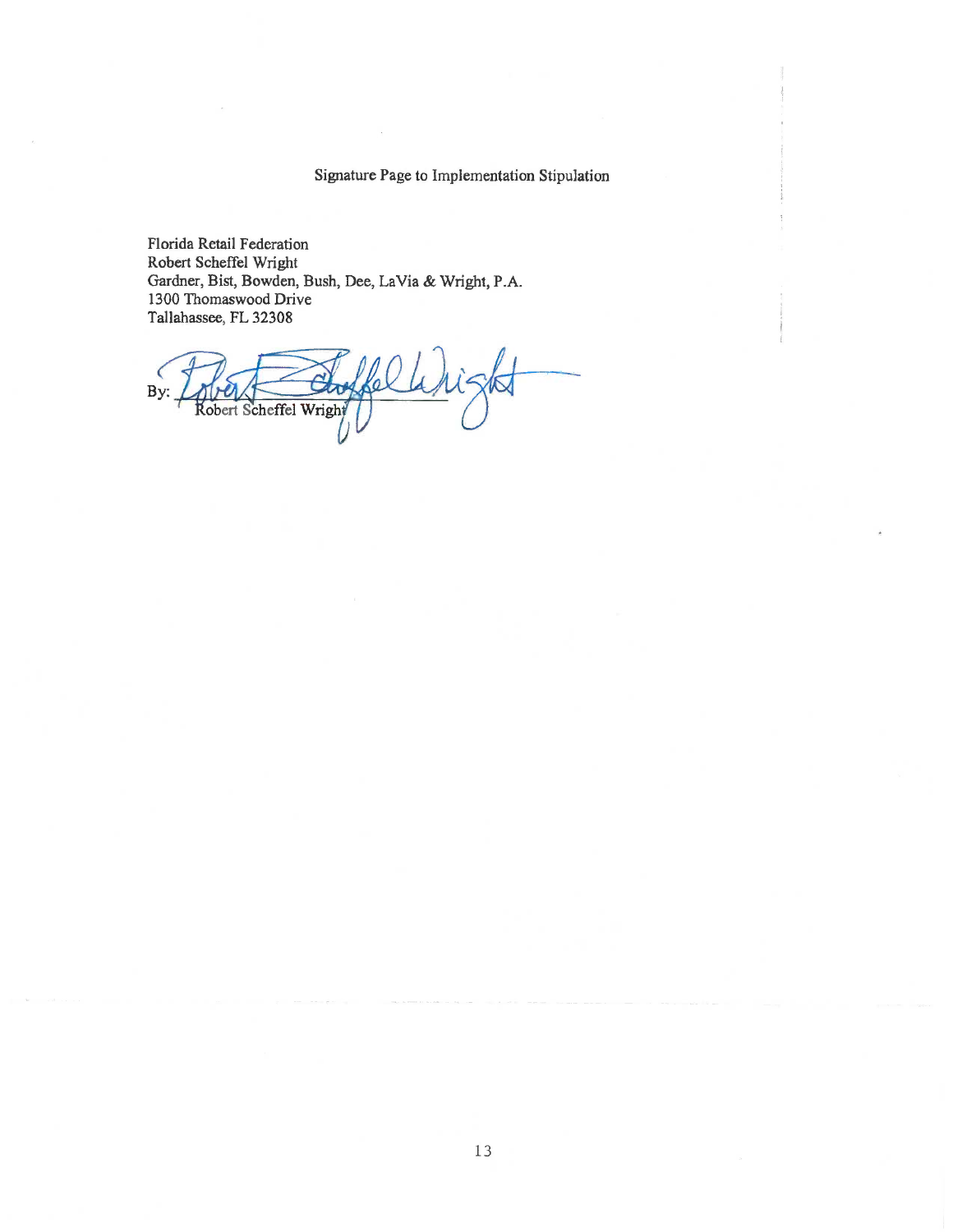Signature Page to Implementation Stipulation

Florida Retail Federation
Robert Scheffel Wright
Gardner, Bist, Bowden, Bush, Dee, LaVia & Wright, P.A.
1300 Thomaswood Drive
Tallahassee, FL 32308

By: ______________________
Robert Scheffel Wright